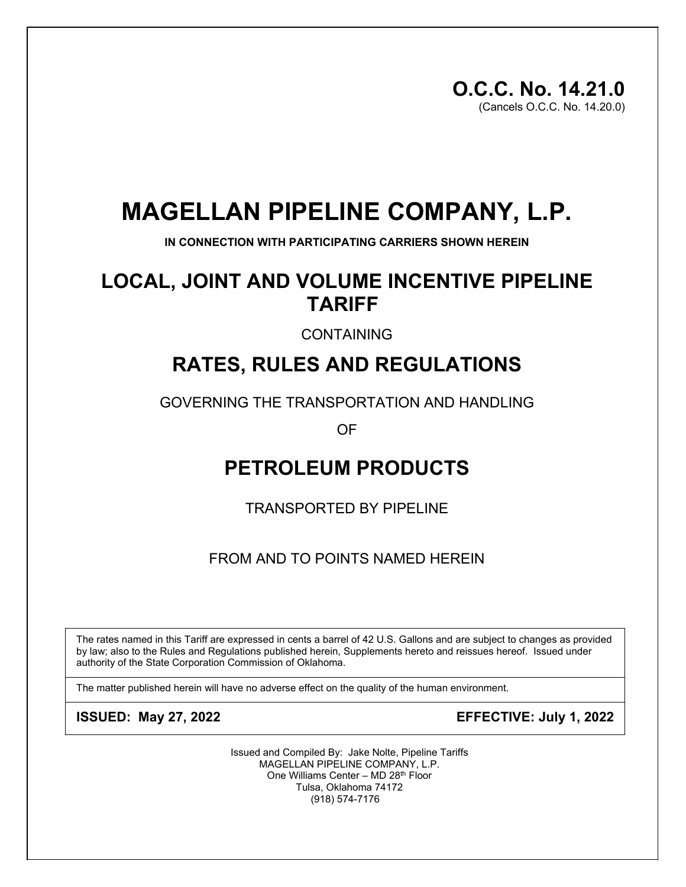**O.C.C. No. 14.21.0**
(Cancels O.C.C. No. 14.20.0)

# MAGELLAN PIPELINE COMPANY, L.P.

**IN CONNECTION WITH PARTICIPATING CARRIERS SHOWN HEREIN**

## LOCAL, JOINT AND VOLUME INCENTIVE PIPELINE TARIFF

CONTAINING

## RATES, RULES AND REGULATIONS

GOVERNING THE TRANSPORTATION AND HANDLING

OF

## PETROLEUM PRODUCTS

TRANSPORTED BY PIPELINE

FROM AND TO POINTS NAMED HEREIN

The rates named in this Tariff are expressed in cents a barrel of 42 U.S. Gallons and are subject to changes as provided by law; also to the Rules and Regulations published herein, Supplements hereto and reissues hereof. Issued under authority of the State Corporation Commission of Oklahoma.

The matter published herein will have no adverse effect on the quality of the human environment.

**ISSUED: May 27, 2022** **EFFECTIVE: July 1, 2022**

Issued and Compiled By: Jake Nolte, Pipeline Tariffs
MAGELLAN PIPELINE COMPANY, L.P.
One Williams Center – MD 28th Floor
Tulsa, Oklahoma 74172
(918) 574-7176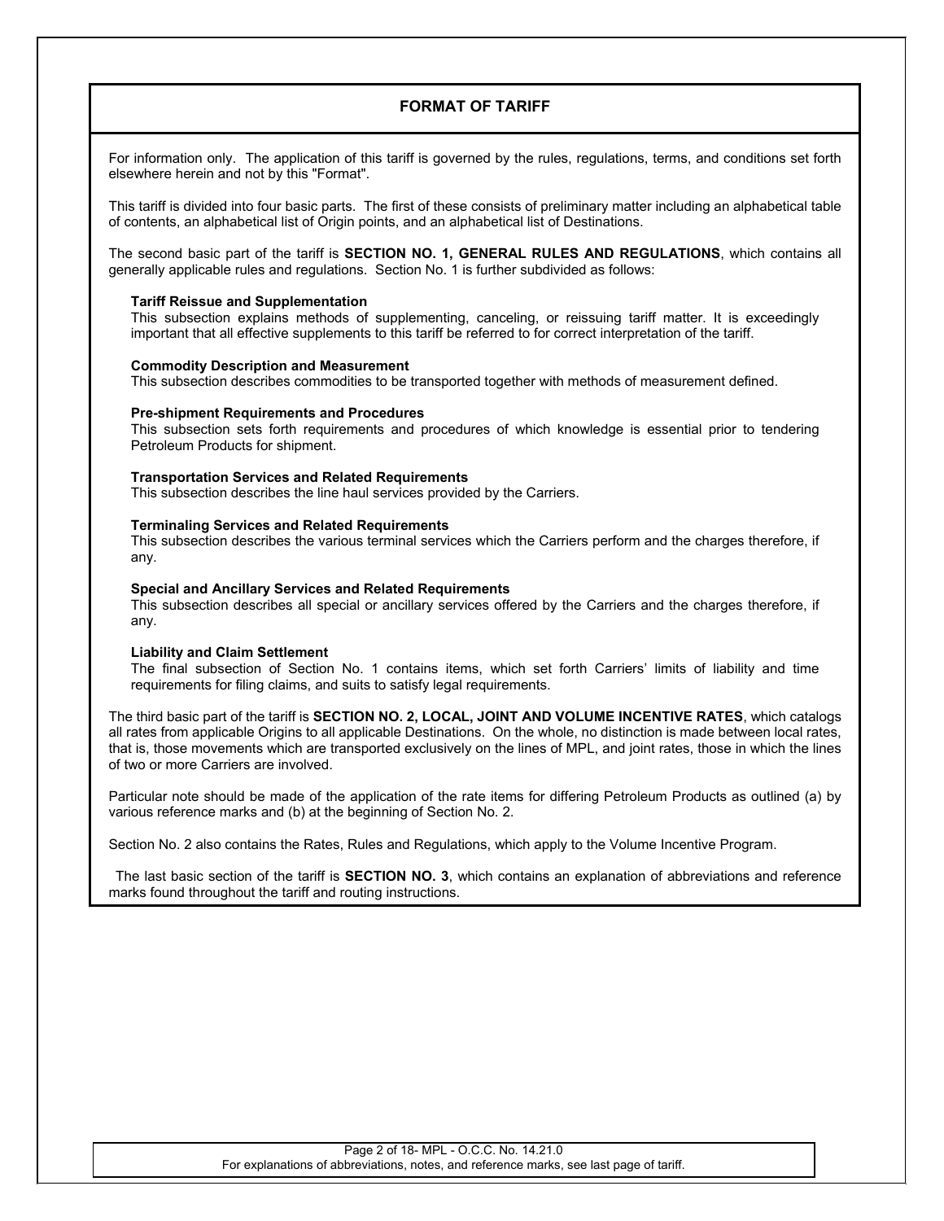## FORMAT OF TARIFF

For information only. The application of this tariff is governed by the rules, regulations, terms, and conditions set forth elsewhere herein and not by this "Format".

This tariff is divided into four basic parts. The first of these consists of preliminary matter including an alphabetical table of contents, an alphabetical list of Origin points, and an alphabetical list of Destinations.

The second basic part of the tariff is **SECTION NO. 1, GENERAL RULES AND REGULATIONS**, which contains all generally applicable rules and regulations. Section No. 1 is further subdivided as follows:

**Tariff Reissue and Supplementation**
This subsection explains methods of supplementing, canceling, or reissuing tariff matter. It is exceedingly important that all effective supplements to this tariff be referred to for correct interpretation of the tariff.

**Commodity Description and Measurement**
This subsection describes commodities to be transported together with methods of measurement defined.

**Pre-shipment Requirements and Procedures**
This subsection sets forth requirements and procedures of which knowledge is essential prior to tendering Petroleum Products for shipment.

**Transportation Services and Related Requirements**
This subsection describes the line haul services provided by the Carriers.

**Terminaling Services and Related Requirements**
This subsection describes the various terminal services which the Carriers perform and the charges therefore, if any.

**Special and Ancillary Services and Related Requirements**
This subsection describes all special or ancillary services offered by the Carriers and the charges therefore, if any.

**Liability and Claim Settlement**
The final subsection of Section No. 1 contains items, which set forth Carriers' limits of liability and time requirements for filing claims, and suits to satisfy legal requirements.

The third basic part of the tariff is **SECTION NO. 2, LOCAL, JOINT AND VOLUME INCENTIVE RATES**, which catalogs all rates from applicable Origins to all applicable Destinations. On the whole, no distinction is made between local rates, that is, those movements which are transported exclusively on the lines of MPL, and joint rates, those in which the lines of two or more Carriers are involved.

Particular note should be made of the application of the rate items for differing Petroleum Products as outlined (a) by various reference marks and (b) at the beginning of Section No. 2.

Section No. 2 also contains the Rates, Rules and Regulations, which apply to the Volume Incentive Program.

The last basic section of the tariff is **SECTION NO. 3**, which contains an explanation of abbreviations and reference marks found throughout the tariff and routing instructions.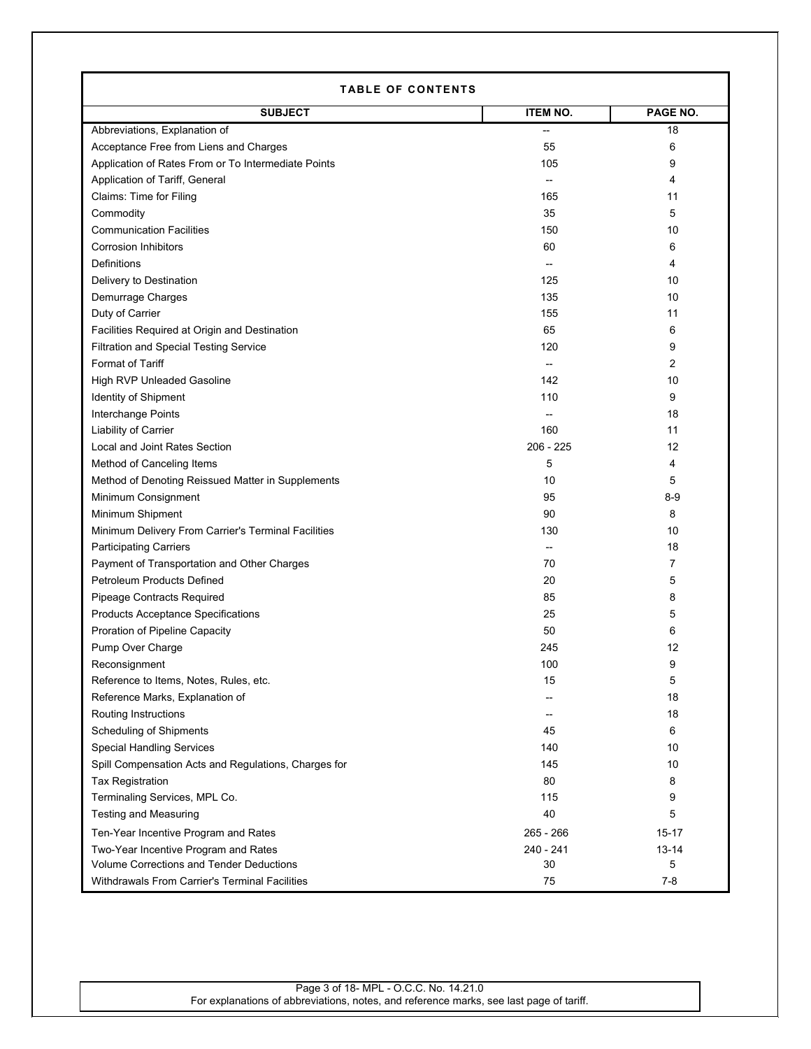## TABLE OF CONTENTS

| SUBJECT | ITEM NO. | PAGE NO. |
|---|---|---|
| Abbreviations, Explanation of | -- | 18 |
| Acceptance Free from Liens and Charges | 55 | 6 |
| Application of Rates From or To Intermediate Points | 105 | 9 |
| Application of Tariff, General | -- | 4 |
| Claims: Time for Filing | 165 | 11 |
| Commodity | 35 | 5 |
| Communication Facilities | 150 | 10 |
| Corrosion Inhibitors | 60 | 6 |
| Definitions | -- | 4 |
| Delivery to Destination | 125 | 10 |
| Demurrage Charges | 135 | 10 |
| Duty of Carrier | 155 | 11 |
| Facilities Required at Origin and Destination | 65 | 6 |
| Filtration and Special Testing Service | 120 | 9 |
| Format of Tariff | -- | 2 |
| High RVP Unleaded Gasoline | 142 | 10 |
| Identity of Shipment | 110 | 9 |
| Interchange Points | -- | 18 |
| Liability of Carrier | 160 | 11 |
| Local and Joint Rates Section | 206 - 225 | 12 |
| Method of Canceling Items | 5 | 4 |
| Method of Denoting Reissued Matter in Supplements | 10 | 5 |
| Minimum Consignment | 95 | 8-9 |
| Minimum Shipment | 90 | 8 |
| Minimum Delivery From Carrier's Terminal Facilities | 130 | 10 |
| Participating Carriers | -- | 18 |
| Payment of Transportation and Other Charges | 70 | 7 |
| Petroleum Products Defined | 20 | 5 |
| Pipeage Contracts Required | 85 | 8 |
| Products Acceptance Specifications | 25 | 5 |
| Proration of Pipeline Capacity | 50 | 6 |
| Pump Over Charge | 245 | 12 |
| Reconsignment | 100 | 9 |
| Reference to Items, Notes, Rules, etc. | 15 | 5 |
| Reference Marks, Explanation of | -- | 18 |
| Routing Instructions | -- | 18 |
| Scheduling of Shipments | 45 | 6 |
| Special Handling Services | 140 | 10 |
| Spill Compensation Acts and Regulations, Charges for | 145 | 10 |
| Tax Registration | 80 | 8 |
| Terminaling Services, MPL Co. | 115 | 9 |
| Testing and Measuring | 40 | 5 |
| Ten-Year Incentive Program and Rates | 265 - 266 | 15-17 |
| Two-Year Incentive Program and Rates | 240 - 241 | 13-14 |
| Volume Corrections and Tender Deductions | 30 | 5 |
| Withdrawals From Carrier's Terminal Facilities | 75 | 7-8 |

For explanations of abbreviations, notes, and reference marks, see last page of tariff.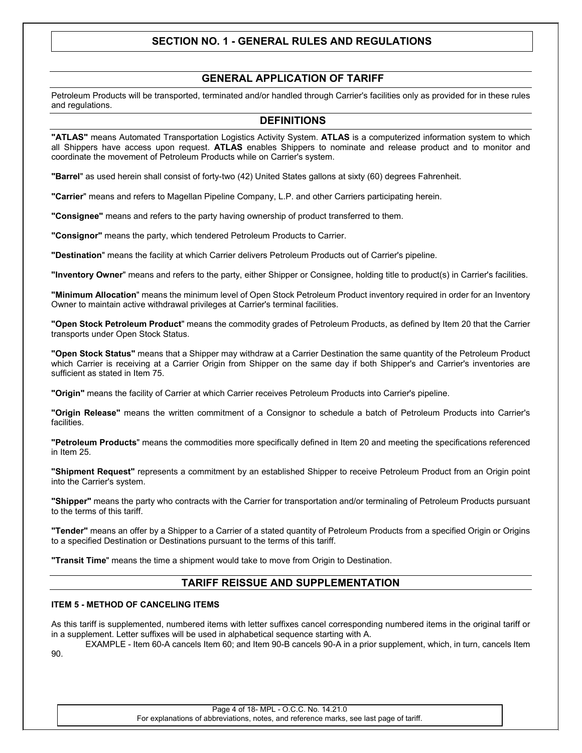# SECTION NO. 1 - GENERAL RULES AND REGULATIONS

## GENERAL APPLICATION OF TARIFF

Petroleum Products will be transported, terminated and/or handled through Carrier's facilities only as provided for in these rules and regulations.

## DEFINITIONS

**"ATLAS"** means Automated Transportation Logistics Activity System. **ATLAS** is a computerized information system to which all Shippers have access upon request. **ATLAS** enables Shippers to nominate and release product and to monitor and coordinate the movement of Petroleum Products while on Carrier's system.

**"Barrel**" as used herein shall consist of forty-two (42) United States gallons at sixty (60) degrees Fahrenheit.

**"Carrier**" means and refers to Magellan Pipeline Company, L.P. and other Carriers participating herein.

**"Consignee"** means and refers to the party having ownership of product transferred to them.

**"Consignor"** means the party, which tendered Petroleum Products to Carrier.

**"Destination**" means the facility at which Carrier delivers Petroleum Products out of Carrier's pipeline.

**"Inventory Owner**" means and refers to the party, either Shipper or Consignee, holding title to product(s) in Carrier's facilities.

**"Minimum Allocation**" means the minimum level of Open Stock Petroleum Product inventory required in order for an Inventory Owner to maintain active withdrawal privileges at Carrier's terminal facilities.

**"Open Stock Petroleum Product**" means the commodity grades of Petroleum Products, as defined by Item 20 that the Carrier transports under Open Stock Status.

**"Open Stock Status"** means that a Shipper may withdraw at a Carrier Destination the same quantity of the Petroleum Product which Carrier is receiving at a Carrier Origin from Shipper on the same day if both Shipper's and Carrier's inventories are sufficient as stated in Item 75.

**"Origin"** means the facility of Carrier at which Carrier receives Petroleum Products into Carrier's pipeline.

**"Origin Release"** means the written commitment of a Consignor to schedule a batch of Petroleum Products into Carrier's facilities.

**"Petroleum Products**" means the commodities more specifically defined in Item 20 and meeting the specifications referenced in Item 25.

**"Shipment Request"** represents a commitment by an established Shipper to receive Petroleum Product from an Origin point into the Carrier's system.

**"Shipper"** means the party who contracts with the Carrier for transportation and/or terminaling of Petroleum Products pursuant to the terms of this tariff.

**"Tender"** means an offer by a Shipper to a Carrier of a stated quantity of Petroleum Products from a specified Origin or Origins to a specified Destination or Destinations pursuant to the terms of this tariff.

**"Transit Time**" means the time a shipment would take to move from Origin to Destination.

## TARIFF REISSUE AND SUPPLEMENTATION

### ITEM 5 - METHOD OF CANCELING ITEMS

As this tariff is supplemented, numbered items with letter suffixes cancel corresponding numbered items in the original tariff or in a supplement. Letter suffixes will be used in alphabetical sequence starting with A.

EXAMPLE - Item 60-A cancels Item 60; and Item 90-B cancels 90-A in a prior supplement, which, in turn, cancels Item 90.

For explanations of abbreviations, notes, and reference marks, see last page of tariff.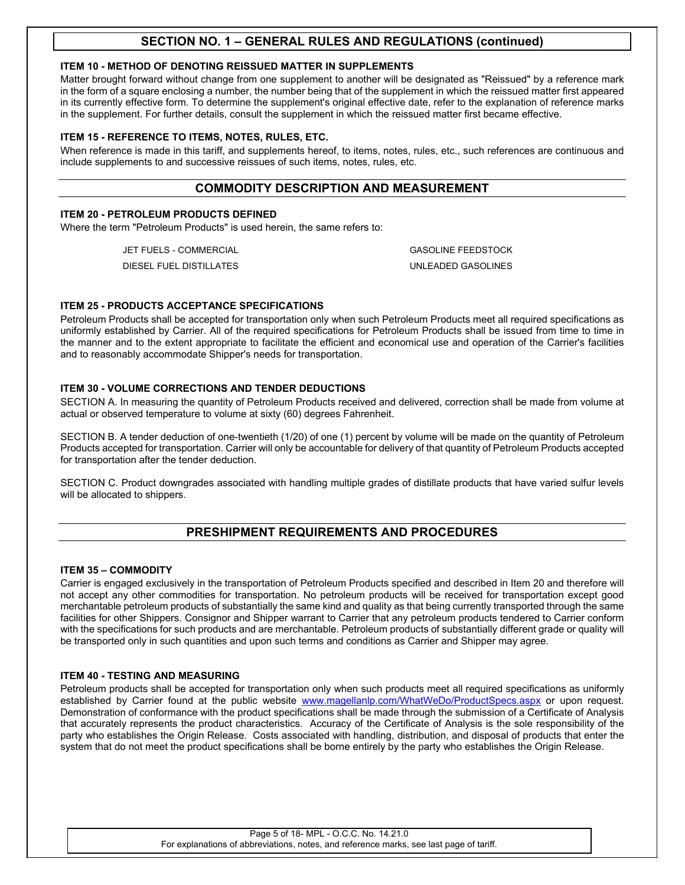## SECTION NO. 1 – GENERAL RULES AND REGULATIONS (continued)

**ITEM 10 - METHOD OF DENOTING REISSUED MATTER IN SUPPLEMENTS**

Matter brought forward without change from one supplement to another will be designated as "Reissued" by a reference mark in the form of a square enclosing a number, the number being that of the supplement in which the reissued matter first appeared in its currently effective form. To determine the supplement's original effective date, refer to the explanation of reference marks in the supplement. For further details, consult the supplement in which the reissued matter first became effective.

**ITEM 15 - REFERENCE TO ITEMS, NOTES, RULES, ETC.**

When reference is made in this tariff, and supplements hereof, to items, notes, rules, etc., such references are continuous and include supplements to and successive reissues of such items, notes, rules, etc.

## COMMODITY DESCRIPTION AND MEASUREMENT

**ITEM 20 - PETROLEUM PRODUCTS DEFINED**

Where the term "Petroleum Products" is used herein, the same refers to:

| | |
|---|---|
| JET FUELS - COMMERCIAL | GASOLINE FEEDSTOCK |
| DIESEL FUEL DISTILLATES | UNLEADED GASOLINES |

**ITEM 25 - PRODUCTS ACCEPTANCE SPECIFICATIONS**

Petroleum Products shall be accepted for transportation only when such Petroleum Products meet all required specifications as uniformly established by Carrier. All of the required specifications for Petroleum Products shall be issued from time to time in the manner and to the extent appropriate to facilitate the efficient and economical use and operation of the Carrier's facilities and to reasonably accommodate Shipper's needs for transportation.

**ITEM 30 - VOLUME CORRECTIONS AND TENDER DEDUCTIONS**

SECTION A. In measuring the quantity of Petroleum Products received and delivered, correction shall be made from volume at actual or observed temperature to volume at sixty (60) degrees Fahrenheit.

SECTION B. A tender deduction of one-twentieth (1/20) of one (1) percent by volume will be made on the quantity of Petroleum Products accepted for transportation. Carrier will only be accountable for delivery of that quantity of Petroleum Products accepted for transportation after the tender deduction.

SECTION C. Product downgrades associated with handling multiple grades of distillate products that have varied sulfur levels will be allocated to shippers.

## PRESHIPMENT REQUIREMENTS AND PROCEDURES

**ITEM 35 – COMMODITY**

Carrier is engaged exclusively in the transportation of Petroleum Products specified and described in Item 20 and therefore will not accept any other commodities for transportation. No petroleum products will be received for transportation except good merchantable petroleum products of substantially the same kind and quality as that being currently transported through the same facilities for other Shippers. Consignor and Shipper warrant to Carrier that any petroleum products tendered to Carrier conform with the specifications for such products and are merchantable. Petroleum products of substantially different grade or quality will be transported only in such quantities and upon such terms and conditions as Carrier and Shipper may agree.

**ITEM 40 - TESTING AND MEASURING**

Petroleum products shall be accepted for transportation only when such products meet all required specifications as uniformly established by Carrier found at the public website www.magellanlp.com/WhatWeDo/ProductSpecs.aspx or upon request. Demonstration of conformance with the product specifications shall be made through the submission of a Certificate of Analysis that accurately represents the product characteristics. Accuracy of the Certificate of Analysis is the sole responsibility of the party who establishes the Origin Release. Costs associated with handling, distribution, and disposal of products that enter the system that do not meet the product specifications shall be borne entirely by the party who establishes the Origin Release.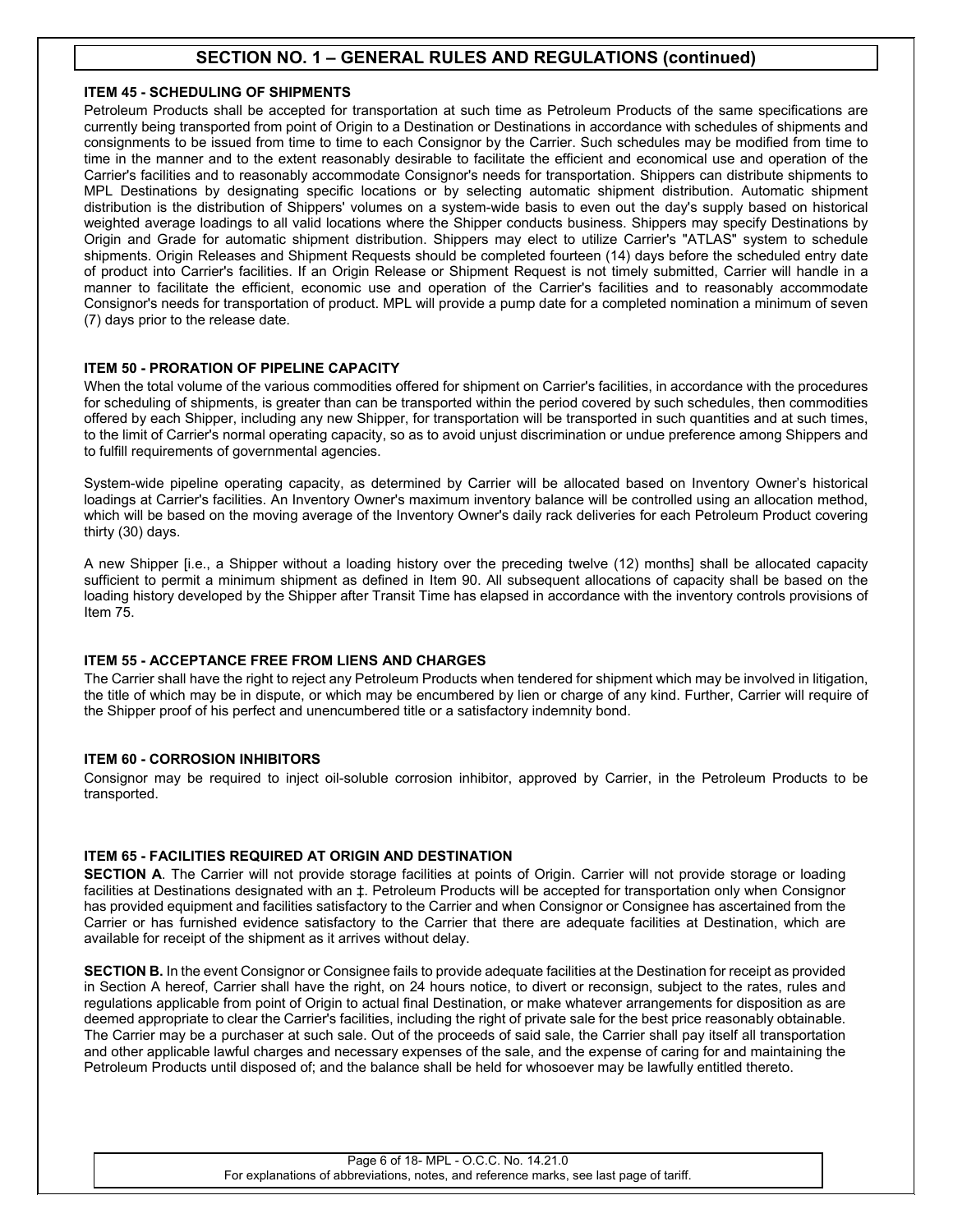## SECTION NO. 1 – GENERAL RULES AND REGULATIONS (continued)

### ITEM 45 - SCHEDULING OF SHIPMENTS

Petroleum Products shall be accepted for transportation at such time as Petroleum Products of the same specifications are currently being transported from point of Origin to a Destination or Destinations in accordance with schedules of shipments and consignments to be issued from time to time to each Consignor by the Carrier. Such schedules may be modified from time to time in the manner and to the extent reasonably desirable to facilitate the efficient and economical use and operation of the Carrier's facilities and to reasonably accommodate Consignor's needs for transportation. Shippers can distribute shipments to MPL Destinations by designating specific locations or by selecting automatic shipment distribution. Automatic shipment distribution is the distribution of Shippers' volumes on a system-wide basis to even out the day's supply based on historical weighted average loadings to all valid locations where the Shipper conducts business. Shippers may specify Destinations by Origin and Grade for automatic shipment distribution. Shippers may elect to utilize Carrier's "ATLAS" system to schedule shipments. Origin Releases and Shipment Requests should be completed fourteen (14) days before the scheduled entry date of product into Carrier's facilities. If an Origin Release or Shipment Request is not timely submitted, Carrier will handle in a manner to facilitate the efficient, economic use and operation of the Carrier's facilities and to reasonably accommodate Consignor's needs for transportation of product. MPL will provide a pump date for a completed nomination a minimum of seven (7) days prior to the release date.

### ITEM 50 - PRORATION OF PIPELINE CAPACITY

When the total volume of the various commodities offered for shipment on Carrier's facilities, in accordance with the procedures for scheduling of shipments, is greater than can be transported within the period covered by such schedules, then commodities offered by each Shipper, including any new Shipper, for transportation will be transported in such quantities and at such times, to the limit of Carrier's normal operating capacity, so as to avoid unjust discrimination or undue preference among Shippers and to fulfill requirements of governmental agencies.

System-wide pipeline operating capacity, as determined by Carrier will be allocated based on Inventory Owner's historical loadings at Carrier's facilities. An Inventory Owner's maximum inventory balance will be controlled using an allocation method, which will be based on the moving average of the Inventory Owner's daily rack deliveries for each Petroleum Product covering thirty (30) days.

A new Shipper [i.e., a Shipper without a loading history over the preceding twelve (12) months] shall be allocated capacity sufficient to permit a minimum shipment as defined in Item 90. All subsequent allocations of capacity shall be based on the loading history developed by the Shipper after Transit Time has elapsed in accordance with the inventory controls provisions of Item 75.

### ITEM 55 - ACCEPTANCE FREE FROM LIENS AND CHARGES

The Carrier shall have the right to reject any Petroleum Products when tendered for shipment which may be involved in litigation, the title of which may be in dispute, or which may be encumbered by lien or charge of any kind. Further, Carrier will require of the Shipper proof of his perfect and unencumbered title or a satisfactory indemnity bond.

### ITEM 60 - CORROSION INHIBITORS

Consignor may be required to inject oil-soluble corrosion inhibitor, approved by Carrier, in the Petroleum Products to be transported.

### ITEM 65 - FACILITIES REQUIRED AT ORIGIN AND DESTINATION

**SECTION A**. The Carrier will not provide storage facilities at points of Origin. Carrier will not provide storage or loading facilities at Destinations designated with an ‡. Petroleum Products will be accepted for transportation only when Consignor has provided equipment and facilities satisfactory to the Carrier and when Consignor or Consignee has ascertained from the Carrier or has furnished evidence satisfactory to the Carrier that there are adequate facilities at Destination, which are available for receipt of the shipment as it arrives without delay.

**SECTION B.** In the event Consignor or Consignee fails to provide adequate facilities at the Destination for receipt as provided in Section A hereof, Carrier shall have the right, on 24 hours notice, to divert or reconsign, subject to the rates, rules and regulations applicable from point of Origin to actual final Destination, or make whatever arrangements for disposition as are deemed appropriate to clear the Carrier's facilities, including the right of private sale for the best price reasonably obtainable. The Carrier may be a purchaser at such sale. Out of the proceeds of said sale, the Carrier shall pay itself all transportation and other applicable lawful charges and necessary expenses of the sale, and the expense of caring for and maintaining the Petroleum Products until disposed of; and the balance shall be held for whosoever may be lawfully entitled thereto.

For explanations of abbreviations, notes, and reference marks, see last page of tariff.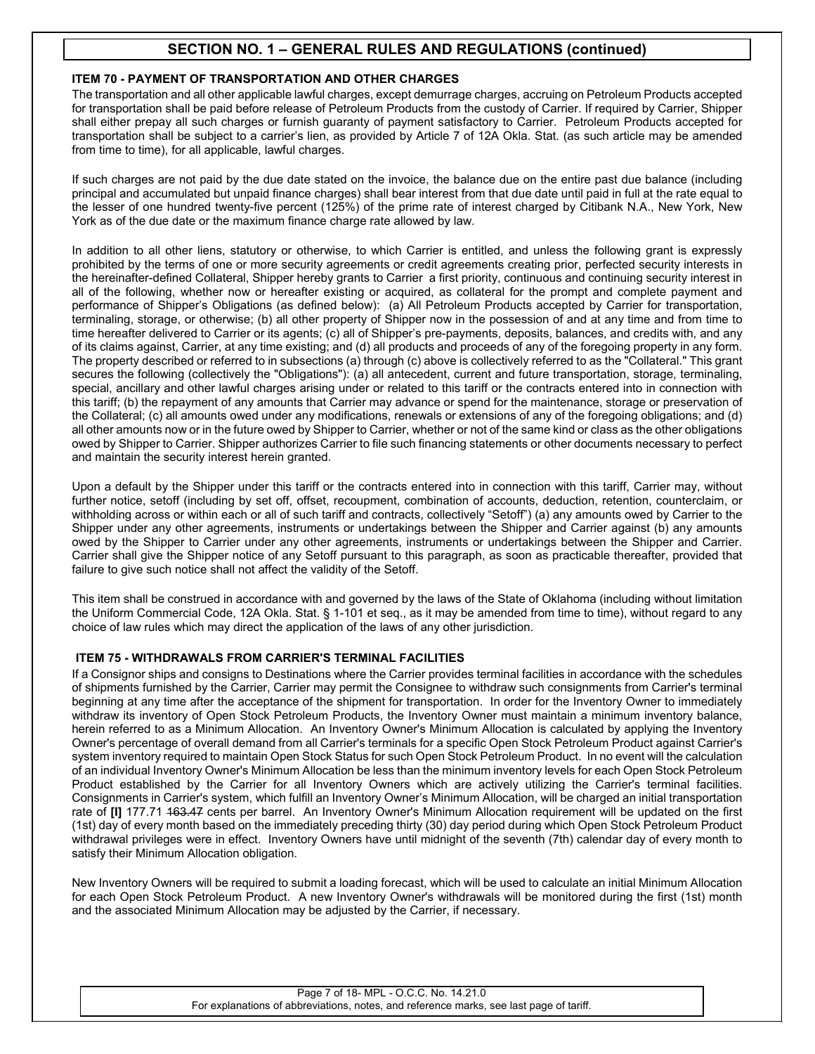## SECTION NO. 1 – GENERAL RULES AND REGULATIONS (continued)

### ITEM 70 - PAYMENT OF TRANSPORTATION AND OTHER CHARGES

The transportation and all other applicable lawful charges, except demurrage charges, accruing on Petroleum Products accepted for transportation shall be paid before release of Petroleum Products from the custody of Carrier. If required by Carrier, Shipper shall either prepay all such charges or furnish guaranty of payment satisfactory to Carrier. Petroleum Products accepted for transportation shall be subject to a carrier's lien, as provided by Article 7 of 12A Okla. Stat. (as such article may be amended from time to time), for all applicable, lawful charges.

If such charges are not paid by the due date stated on the invoice, the balance due on the entire past due balance (including principal and accumulated but unpaid finance charges) shall bear interest from that due date until paid in full at the rate equal to the lesser of one hundred twenty-five percent (125%) of the prime rate of interest charged by Citibank N.A., New York, New York as of the due date or the maximum finance charge rate allowed by law.

In addition to all other liens, statutory or otherwise, to which Carrier is entitled, and unless the following grant is expressly prohibited by the terms of one or more security agreements or credit agreements creating prior, perfected security interests in the hereinafter-defined Collateral, Shipper hereby grants to Carrier a first priority, continuous and continuing security interest in all of the following, whether now or hereafter existing or acquired, as collateral for the prompt and complete payment and performance of Shipper's Obligations (as defined below): (a) All Petroleum Products accepted by Carrier for transportation, terminaling, storage, or otherwise; (b) all other property of Shipper now in the possession of and at any time and from time to time hereafter delivered to Carrier or its agents; (c) all of Shipper's pre-payments, deposits, balances, and credits with, and any of its claims against, Carrier, at any time existing; and (d) all products and proceeds of any of the foregoing property in any form. The property described or referred to in subsections (a) through (c) above is collectively referred to as the "Collateral." This grant secures the following (collectively the "Obligations"): (a) all antecedent, current and future transportation, storage, terminaling, special, ancillary and other lawful charges arising under or related to this tariff or the contracts entered into in connection with this tariff; (b) the repayment of any amounts that Carrier may advance or spend for the maintenance, storage or preservation of the Collateral; (c) all amounts owed under any modifications, renewals or extensions of any of the foregoing obligations; and (d) all other amounts now or in the future owed by Shipper to Carrier, whether or not of the same kind or class as the other obligations owed by Shipper to Carrier. Shipper authorizes Carrier to file such financing statements or other documents necessary to perfect and maintain the security interest herein granted.

Upon a default by the Shipper under this tariff or the contracts entered into in connection with this tariff, Carrier may, without further notice, setoff (including by set off, offset, recoupment, combination of accounts, deduction, retention, counterclaim, or withholding across or within each or all of such tariff and contracts, collectively "Setoff") (a) any amounts owed by Carrier to the Shipper under any other agreements, instruments or undertakings between the Shipper and Carrier against (b) any amounts owed by the Shipper to Carrier under any other agreements, instruments or undertakings between the Shipper and Carrier. Carrier shall give the Shipper notice of any Setoff pursuant to this paragraph, as soon as practicable thereafter, provided that failure to give such notice shall not affect the validity of the Setoff.

This item shall be construed in accordance with and governed by the laws of the State of Oklahoma (including without limitation the Uniform Commercial Code, 12A Okla. Stat. § 1-101 et seq., as it may be amended from time to time), without regard to any choice of law rules which may direct the application of the laws of any other jurisdiction.

### ITEM 75 - WITHDRAWALS FROM CARRIER'S TERMINAL FACILITIES

If a Consignor ships and consigns to Destinations where the Carrier provides terminal facilities in accordance with the schedules of shipments furnished by the Carrier, Carrier may permit the Consignee to withdraw such consignments from Carrier's terminal beginning at any time after the acceptance of the shipment for transportation. In order for the Inventory Owner to immediately withdraw its inventory of Open Stock Petroleum Products, the Inventory Owner must maintain a minimum inventory balance, herein referred to as a Minimum Allocation. An Inventory Owner's Minimum Allocation is calculated by applying the Inventory Owner's percentage of overall demand from all Carrier's terminals for a specific Open Stock Petroleum Product against Carrier's system inventory required to maintain Open Stock Status for such Open Stock Petroleum Product. In no event will the calculation of an individual Inventory Owner's Minimum Allocation be less than the minimum inventory levels for each Open Stock Petroleum Product established by the Carrier for all Inventory Owners which are actively utilizing the Carrier's terminal facilities. Consignments in Carrier's system, which fulfill an Inventory Owner's Minimum Allocation, will be charged an initial transportation rate of **[I]** 177.71 ~~163.47~~ cents per barrel. An Inventory Owner's Minimum Allocation requirement will be updated on the first (1st) day of every month based on the immediately preceding thirty (30) day period during which Open Stock Petroleum Product withdrawal privileges were in effect. Inventory Owners have until midnight of the seventh (7th) calendar day of every month to satisfy their Minimum Allocation obligation.

New Inventory Owners will be required to submit a loading forecast, which will be used to calculate an initial Minimum Allocation for each Open Stock Petroleum Product. A new Inventory Owner's withdrawals will be monitored during the first (1st) month and the associated Minimum Allocation may be adjusted by the Carrier, if necessary.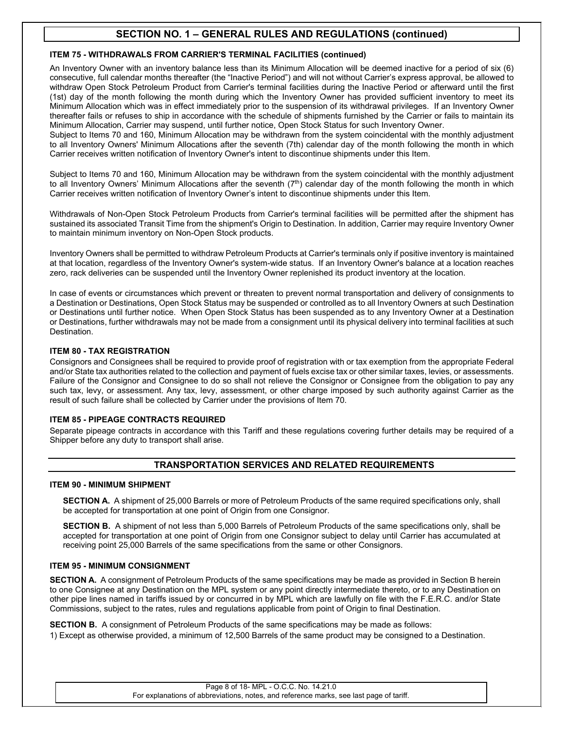## SECTION NO. 1 – GENERAL RULES AND REGULATIONS (continued)

### ITEM 75 - WITHDRAWALS FROM CARRIER'S TERMINAL FACILITIES (continued)

An Inventory Owner with an inventory balance less than its Minimum Allocation will be deemed inactive for a period of six (6) consecutive, full calendar months thereafter (the "Inactive Period") and will not without Carrier's express approval, be allowed to withdraw Open Stock Petroleum Product from Carrier's terminal facilities during the Inactive Period or afterward until the first (1st) day of the month following the month during which the Inventory Owner has provided sufficient inventory to meet its Minimum Allocation which was in effect immediately prior to the suspension of its withdrawal privileges. If an Inventory Owner thereafter fails or refuses to ship in accordance with the schedule of shipments furnished by the Carrier or fails to maintain its Minimum Allocation, Carrier may suspend, until further notice, Open Stock Status for such Inventory Owner.
Subject to Items 70 and 160, Minimum Allocation may be withdrawn from the system coincidental with the monthly adjustment to all Inventory Owners' Minimum Allocations after the seventh (7th) calendar day of the month following the month in which Carrier receives written notification of Inventory Owner's intent to discontinue shipments under this Item.

Subject to Items 70 and 160, Minimum Allocation may be withdrawn from the system coincidental with the monthly adjustment to all Inventory Owners' Minimum Allocations after the seventh (7th) calendar day of the month following the month in which Carrier receives written notification of Inventory Owner's intent to discontinue shipments under this Item.

Withdrawals of Non-Open Stock Petroleum Products from Carrier's terminal facilities will be permitted after the shipment has sustained its associated Transit Time from the shipment's Origin to Destination. In addition, Carrier may require Inventory Owner to maintain minimum inventory on Non-Open Stock products.

Inventory Owners shall be permitted to withdraw Petroleum Products at Carrier's terminals only if positive inventory is maintained at that location, regardless of the Inventory Owner's system-wide status. If an Inventory Owner's balance at a location reaches zero, rack deliveries can be suspended until the Inventory Owner replenished its product inventory at the location.

In case of events or circumstances which prevent or threaten to prevent normal transportation and delivery of consignments to a Destination or Destinations, Open Stock Status may be suspended or controlled as to all Inventory Owners at such Destination or Destinations until further notice. When Open Stock Status has been suspended as to any Inventory Owner at a Destination or Destinations, further withdrawals may not be made from a consignment until its physical delivery into terminal facilities at such Destination.

### ITEM 80 - TAX REGISTRATION

Consignors and Consignees shall be required to provide proof of registration with or tax exemption from the appropriate Federal and/or State tax authorities related to the collection and payment of fuels excise tax or other similar taxes, levies, or assessments. Failure of the Consignor and Consignee to do so shall not relieve the Consignor or Consignee from the obligation to pay any such tax, levy, or assessment. Any tax, levy, assessment, or other charge imposed by such authority against Carrier as the result of such failure shall be collected by Carrier under the provisions of Item 70.

### ITEM 85 - PIPEAGE CONTRACTS REQUIRED

Separate pipeage contracts in accordance with this Tariff and these regulations covering further details may be required of a Shipper before any duty to transport shall arise.

## TRANSPORTATION SERVICES AND RELATED REQUIREMENTS

### ITEM 90 - MINIMUM SHIPMENT

**SECTION A.** A shipment of 25,000 Barrels or more of Petroleum Products of the same required specifications only, shall be accepted for transportation at one point of Origin from one Consignor.

**SECTION B.** A shipment of not less than 5,000 Barrels of Petroleum Products of the same specifications only, shall be accepted for transportation at one point of Origin from one Consignor subject to delay until Carrier has accumulated at receiving point 25,000 Barrels of the same specifications from the same or other Consignors.

### ITEM 95 - MINIMUM CONSIGNMENT

**SECTION A.** A consignment of Petroleum Products of the same specifications may be made as provided in Section B herein to one Consignee at any Destination on the MPL system or any point directly intermediate thereto, or to any Destination on other pipe lines named in tariffs issued by or concurred in by MPL which are lawfully on file with the F.E.R.C. and/or State Commissions, subject to the rates, rules and regulations applicable from point of Origin to final Destination.

**SECTION B.** A consignment of Petroleum Products of the same specifications may be made as follows:

1) Except as otherwise provided, a minimum of 12,500 Barrels of the same product may be consigned to a Destination.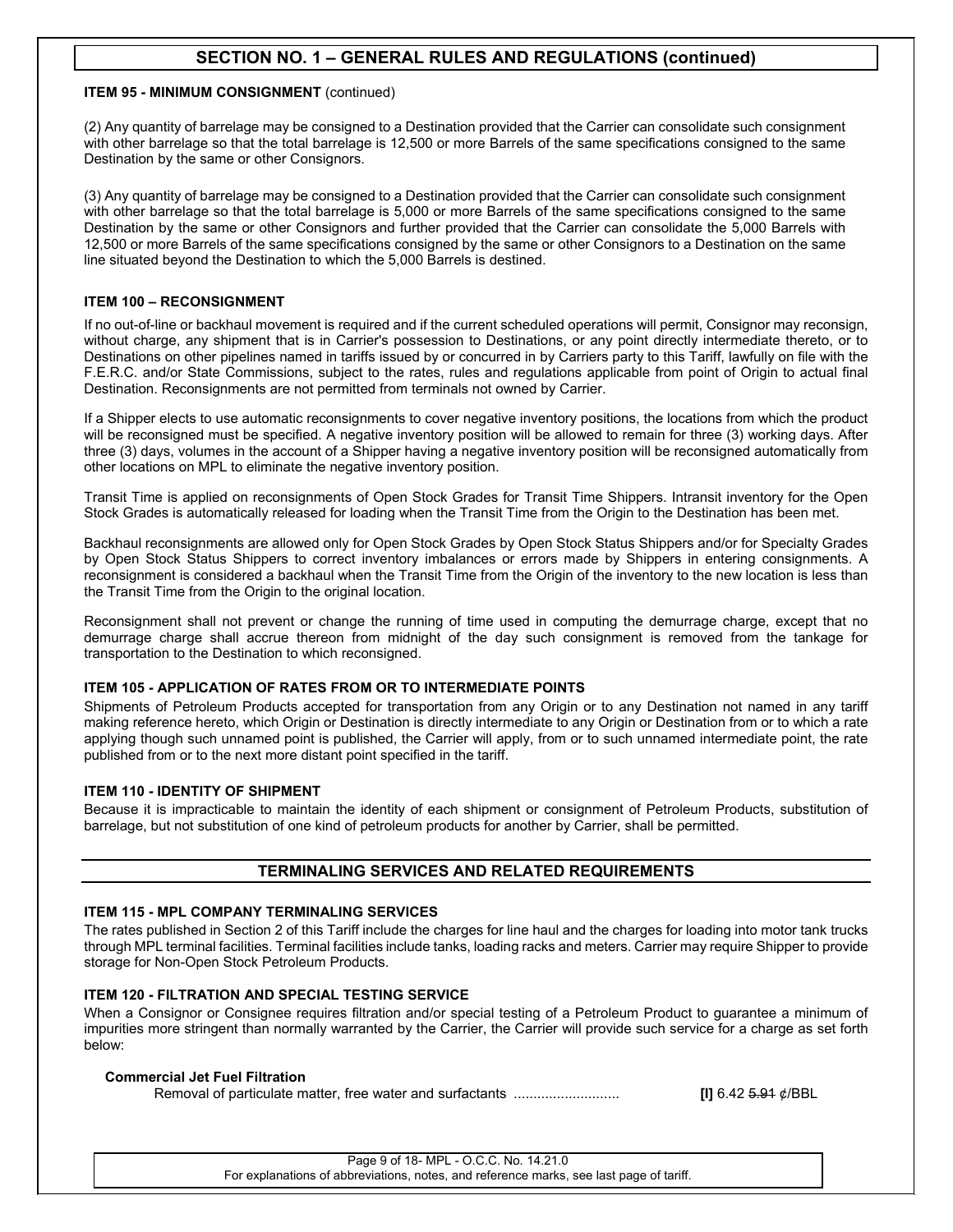## SECTION NO. 1 – GENERAL RULES AND REGULATIONS (continued)

**ITEM 95 - MINIMUM CONSIGNMENT** (continued)

(2) Any quantity of barrelage may be consigned to a Destination provided that the Carrier can consolidate such consignment with other barrelage so that the total barrelage is 12,500 or more Barrels of the same specifications consigned to the same Destination by the same or other Consignors.

(3) Any quantity of barrelage may be consigned to a Destination provided that the Carrier can consolidate such consignment with other barrelage so that the total barrelage is 5,000 or more Barrels of the same specifications consigned to the same Destination by the same or other Consignors and further provided that the Carrier can consolidate the 5,000 Barrels with 12,500 or more Barrels of the same specifications consigned by the same or other Consignors to a Destination on the same line situated beyond the Destination to which the 5,000 Barrels is destined.

**ITEM 100 – RECONSIGNMENT**

If no out-of-line or backhaul movement is required and if the current scheduled operations will permit, Consignor may reconsign, without charge, any shipment that is in Carrier's possession to Destinations, or any point directly intermediate thereto, or to Destinations on other pipelines named in tariffs issued by or concurred in by Carriers party to this Tariff, lawfully on file with the F.E.R.C. and/or State Commissions, subject to the rates, rules and regulations applicable from point of Origin to actual final Destination. Reconsignments are not permitted from terminals not owned by Carrier.

If a Shipper elects to use automatic reconsignments to cover negative inventory positions, the locations from which the product will be reconsigned must be specified. A negative inventory position will be allowed to remain for three (3) working days. After three (3) days, volumes in the account of a Shipper having a negative inventory position will be reconsigned automatically from other locations on MPL to eliminate the negative inventory position.

Transit Time is applied on reconsignments of Open Stock Grades for Transit Time Shippers. Intransit inventory for the Open Stock Grades is automatically released for loading when the Transit Time from the Origin to the Destination has been met.

Backhaul reconsignments are allowed only for Open Stock Grades by Open Stock Status Shippers and/or for Specialty Grades by Open Stock Status Shippers to correct inventory imbalances or errors made by Shippers in entering consignments. A reconsignment is considered a backhaul when the Transit Time from the Origin of the inventory to the new location is less than the Transit Time from the Origin to the original location.

Reconsignment shall not prevent or change the running of time used in computing the demurrage charge, except that no demurrage charge shall accrue thereon from midnight of the day such consignment is removed from the tankage for transportation to the Destination to which reconsigned.

**ITEM 105 - APPLICATION OF RATES FROM OR TO INTERMEDIATE POINTS**

Shipments of Petroleum Products accepted for transportation from any Origin or to any Destination not named in any tariff making reference hereto, which Origin or Destination is directly intermediate to any Origin or Destination from or to which a rate applying though such unnamed point is published, the Carrier will apply, from or to such unnamed intermediate point, the rate published from or to the next more distant point specified in the tariff.

**ITEM 110 - IDENTITY OF SHIPMENT**

Because it is impracticable to maintain the identity of each shipment or consignment of Petroleum Products, substitution of barrelage, but not substitution of one kind of petroleum products for another by Carrier, shall be permitted.

## TERMINALING SERVICES AND RELATED REQUIREMENTS

**ITEM 115 - MPL COMPANY TERMINALING SERVICES**

The rates published in Section 2 of this Tariff include the charges for line haul and the charges for loading into motor tank trucks through MPL terminal facilities. Terminal facilities include tanks, loading racks and meters. Carrier may require Shipper to provide storage for Non-Open Stock Petroleum Products.

**ITEM 120 - FILTRATION AND SPECIAL TESTING SERVICE**

When a Consignor or Consignee requires filtration and/or special testing of a Petroleum Product to guarantee a minimum of impurities more stringent than normally warranted by the Carrier, the Carrier will provide such service for a charge as set forth below:

**Commercial Jet Fuel Filtration**

Removal of particulate matter, free water and surfactants .......................... **[I]** 6.42 ~~5.91~~ ¢/BBL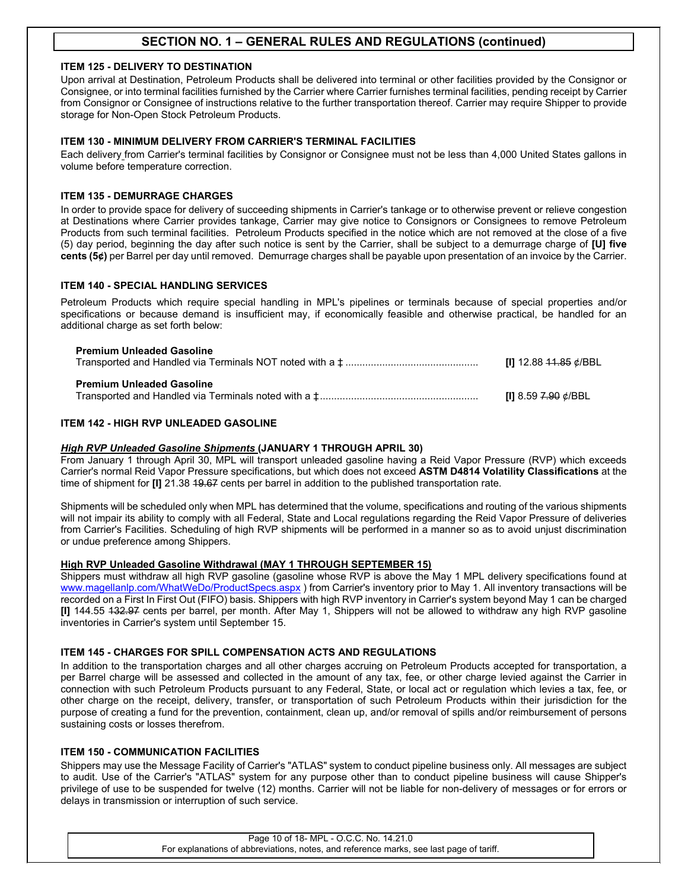## SECTION NO. 1 – GENERAL RULES AND REGULATIONS (continued)

### ITEM 125 - DELIVERY TO DESTINATION

Upon arrival at Destination, Petroleum Products shall be delivered into terminal or other facilities provided by the Consignor or Consignee, or into terminal facilities furnished by the Carrier where Carrier furnishes terminal facilities, pending receipt by Carrier from Consignor or Consignee of instructions relative to the further transportation thereof. Carrier may require Shipper to provide storage for Non-Open Stock Petroleum Products.

### ITEM 130 - MINIMUM DELIVERY FROM CARRIER'S TERMINAL FACILITIES

Each delivery from Carrier's terminal facilities by Consignor or Consignee must not be less than 4,000 United States gallons in volume before temperature correction.

### ITEM 135 - DEMURRAGE CHARGES

In order to provide space for delivery of succeeding shipments in Carrier's tankage or to otherwise prevent or relieve congestion at Destinations where Carrier provides tankage, Carrier may give notice to Consignors or Consignees to remove Petroleum Products from such terminal facilities. Petroleum Products specified in the notice which are not removed at the close of a five (5) day period, beginning the day after such notice is sent by the Carrier, shall be subject to a demurrage charge of **[U] five cents (5¢)** per Barrel per day until removed. Demurrage charges shall be payable upon presentation of an invoice by the Carrier.

### ITEM 140 - SPECIAL HANDLING SERVICES

Petroleum Products which require special handling in MPL's pipelines or terminals because of special properties and/or specifications or because demand is insufficient may, if economically feasible and otherwise practical, be handled for an additional charge as set forth below:

**Premium Unleaded Gasoline**
Transported and Handled via Terminals NOT noted with a ‡ .............................................. **[I]** 12.88 ~~11.85~~ ¢/BBL

**Premium Unleaded Gasoline**
Transported and Handled via Terminals noted with a ‡ ...................................................... **[I]** 8.59 ~~7.90~~ ¢/BBL

### ITEM 142 - HIGH RVP UNLEADED GASOLINE

***High RVP Unleaded Gasoline Shipments*** **(JANUARY 1 THROUGH APRIL 30)**
From January 1 through April 30, MPL will transport unleaded gasoline having a Reid Vapor Pressure (RVP) which exceeds Carrier's normal Reid Vapor Pressure specifications, but which does not exceed **ASTM D4814 Volatility Classifications** at the time of shipment for **[I]** 21.38 ~~19.67~~ cents per barrel in addition to the published transportation rate.

Shipments will be scheduled only when MPL has determined that the volume, specifications and routing of the various shipments will not impair its ability to comply with all Federal, State and Local regulations regarding the Reid Vapor Pressure of deliveries from Carrier's Facilities. Scheduling of high RVP shipments will be performed in a manner so as to avoid unjust discrimination or undue preference among Shippers.

**High RVP Unleaded Gasoline Withdrawal (MAY 1 THROUGH SEPTEMBER 15)**
Shippers must withdraw all high RVP gasoline (gasoline whose RVP is above the May 1 MPL delivery specifications found at www.magellanlp.com/WhatWeDo/ProductSpecs.aspx ) from Carrier's inventory prior to May 1. All inventory transactions will be recorded on a First In First Out (FIFO) basis. Shippers with high RVP inventory in Carrier's system beyond May 1 can be charged **[I]** 144.55 ~~132.97~~ cents per barrel, per month. After May 1, Shippers will not be allowed to withdraw any high RVP gasoline inventories in Carrier's system until September 15.

### ITEM 145 - CHARGES FOR SPILL COMPENSATION ACTS AND REGULATIONS

In addition to the transportation charges and all other charges accruing on Petroleum Products accepted for transportation, a per Barrel charge will be assessed and collected in the amount of any tax, fee, or other charge levied against the Carrier in connection with such Petroleum Products pursuant to any Federal, State, or local act or regulation which levies a tax, fee, or other charge on the receipt, delivery, transfer, or transportation of such Petroleum Products within their jurisdiction for the purpose of creating a fund for the prevention, containment, clean up, and/or removal of spills and/or reimbursement of persons sustaining costs or losses therefrom.

### ITEM 150 - COMMUNICATION FACILITIES

Shippers may use the Message Facility of Carrier's "ATLAS" system to conduct pipeline business only. All messages are subject to audit. Use of the Carrier's "ATLAS" system for any purpose other than to conduct pipeline business will cause Shipper's privilege of use to be suspended for twelve (12) months. Carrier will not be liable for non-delivery of messages or for errors or delays in transmission or interruption of such service.

For explanations of abbreviations, notes, and reference marks, see last page of tariff.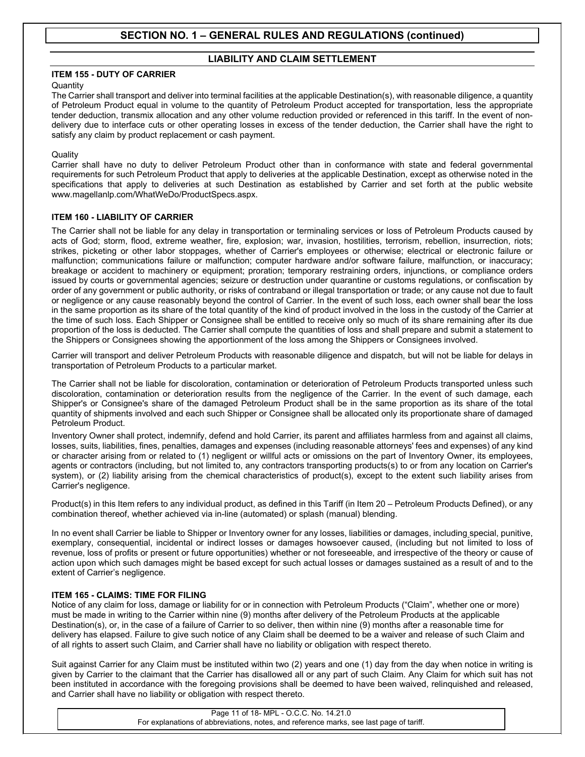## SECTION NO. 1 – GENERAL RULES AND REGULATIONS (continued)

### LIABILITY AND CLAIM SETTLEMENT

**ITEM 155 - DUTY OF CARRIER**

Quantity

The Carrier shall transport and deliver into terminal facilities at the applicable Destination(s), with reasonable diligence, a quantity of Petroleum Product equal in volume to the quantity of Petroleum Product accepted for transportation, less the appropriate tender deduction, transmix allocation and any other volume reduction provided or referenced in this tariff. In the event of non-delivery due to interface cuts or other operating losses in excess of the tender deduction, the Carrier shall have the right to satisfy any claim by product replacement or cash payment.

Quality

Carrier shall have no duty to deliver Petroleum Product other than in conformance with state and federal governmental requirements for such Petroleum Product that apply to deliveries at the applicable Destination, except as otherwise noted in the specifications that apply to deliveries at such Destination as established by Carrier and set forth at the public website www.magellanlp.com/WhatWeDo/ProductSpecs.aspx.

**ITEM 160 - LIABILITY OF CARRIER**

The Carrier shall not be liable for any delay in transportation or terminaling services or loss of Petroleum Products caused by acts of God; storm, flood, extreme weather, fire, explosion; war, invasion, hostilities, terrorism, rebellion, insurrection, riots; strikes, picketing or other labor stoppages, whether of Carrier's employees or otherwise; electrical or electronic failure or malfunction; communications failure or malfunction; computer hardware and/or software failure, malfunction, or inaccuracy; breakage or accident to machinery or equipment; proration; temporary restraining orders, injunctions, or compliance orders issued by courts or governmental agencies; seizure or destruction under quarantine or customs regulations, or confiscation by order of any government or public authority, or risks of contraband or illegal transportation or trade; or any cause not due to fault or negligence or any cause reasonably beyond the control of Carrier. In the event of such loss, each owner shall bear the loss in the same proportion as its share of the total quantity of the kind of product involved in the loss in the custody of the Carrier at the time of such loss. Each Shipper or Consignee shall be entitled to receive only so much of its share remaining after its due proportion of the loss is deducted. The Carrier shall compute the quantities of loss and shall prepare and submit a statement to the Shippers or Consignees showing the apportionment of the loss among the Shippers or Consignees involved.

Carrier will transport and deliver Petroleum Products with reasonable diligence and dispatch, but will not be liable for delays in transportation of Petroleum Products to a particular market.

The Carrier shall not be liable for discoloration, contamination or deterioration of Petroleum Products transported unless such discoloration, contamination or deterioration results from the negligence of the Carrier. In the event of such damage, each Shipper's or Consignee's share of the damaged Petroleum Product shall be in the same proportion as its share of the total quantity of shipments involved and each such Shipper or Consignee shall be allocated only its proportionate share of damaged Petroleum Product.

Inventory Owner shall protect, indemnify, defend and hold Carrier, its parent and affiliates harmless from and against all claims, losses, suits, liabilities, fines, penalties, damages and expenses (including reasonable attorneys' fees and expenses) of any kind or character arising from or related to (1) negligent or willful acts or omissions on the part of Inventory Owner, its employees, agents or contractors (including, but not limited to, any contractors transporting products(s) to or from any location on Carrier's system), or (2) liability arising from the chemical characteristics of product(s), except to the extent such liability arises from Carrier's negligence.

Product(s) in this Item refers to any individual product, as defined in this Tariff (in Item 20 – Petroleum Products Defined), or any combination thereof, whether achieved via in-line (automated) or splash (manual) blending.

In no event shall Carrier be liable to Shipper or Inventory owner for any losses, liabilities or damages, including special, punitive, exemplary, consequential, incidental or indirect losses or damages howsoever caused, (including but not limited to loss of revenue, loss of profits or present or future opportunities) whether or not foreseeable, and irrespective of the theory or cause of action upon which such damages might be based except for such actual losses or damages sustained as a result of and to the extent of Carrier's negligence.

**ITEM 165 - CLAIMS: TIME FOR FILING**

Notice of any claim for loss, damage or liability for or in connection with Petroleum Products ("Claim", whether one or more) must be made in writing to the Carrier within nine (9) months after delivery of the Petroleum Products at the applicable Destination(s), or, in the case of a failure of Carrier to so deliver, then within nine (9) months after a reasonable time for delivery has elapsed. Failure to give such notice of any Claim shall be deemed to be a waiver and release of such Claim and of all rights to assert such Claim, and Carrier shall have no liability or obligation with respect thereto.

Suit against Carrier for any Claim must be instituted within two (2) years and one (1) day from the day when notice in writing is given by Carrier to the claimant that the Carrier has disallowed all or any part of such Claim. Any Claim for which suit has not been instituted in accordance with the foregoing provisions shall be deemed to have been waived, relinquished and released, and Carrier shall have no liability or obligation with respect thereto.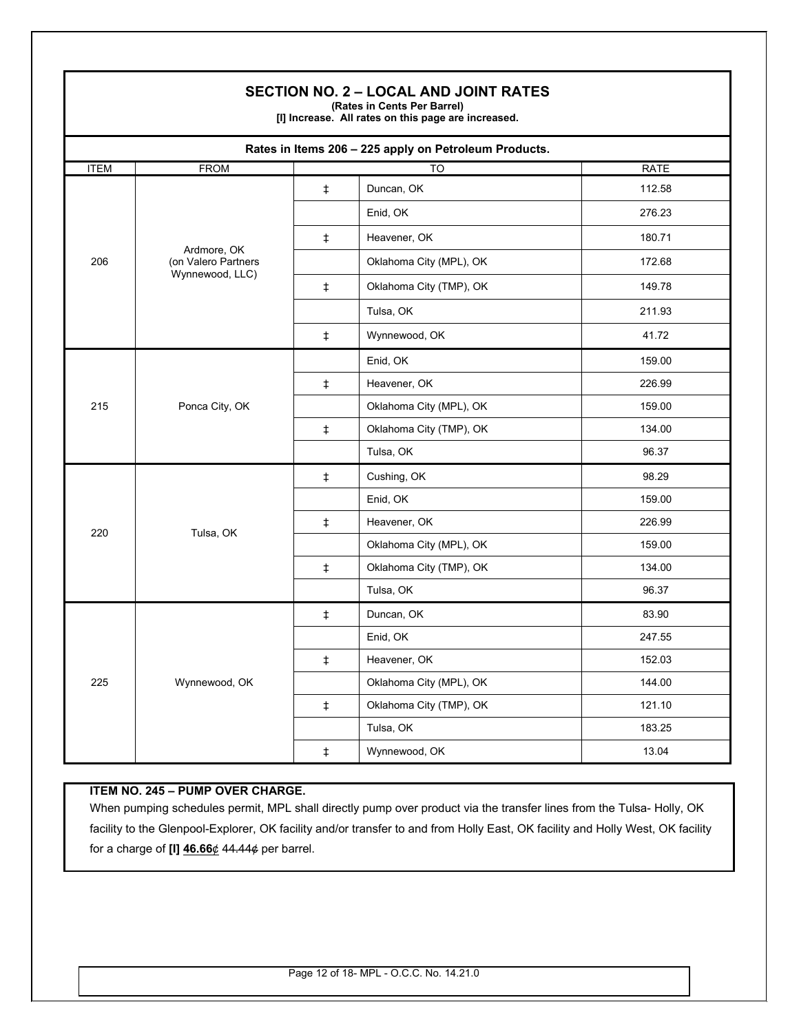## SECTION NO. 2 – LOCAL AND JOINT RATES

**(Rates in Cents Per Barrel)**

**[I] Increase. All rates on this page are increased.**

**Rates in Items 206 – 225 apply on Petroleum Products.**

| ITEM | FROM | | TO | RATE |
|---|---|---|---|---|
| 206 | Ardmore, OK (on Valero Partners Wynnewood, LLC) | ‡ | Duncan, OK | 112.58 |
| | | | Enid, OK | 276.23 |
| | | ‡ | Heavener, OK | 180.71 |
| | | | Oklahoma City (MPL), OK | 172.68 |
| | | ‡ | Oklahoma City (TMP), OK | 149.78 |
| | | | Tulsa, OK | 211.93 |
| | | ‡ | Wynnewood, OK | 41.72 |
| 215 | Ponca City, OK | | Enid, OK | 159.00 |
| | | ‡ | Heavener, OK | 226.99 |
| | | | Oklahoma City (MPL), OK | 159.00 |
| | | ‡ | Oklahoma City (TMP), OK | 134.00 |
| | | | Tulsa, OK | 96.37 |
| 220 | Tulsa, OK | ‡ | Cushing, OK | 98.29 |
| | | | Enid, OK | 159.00 |
| | | ‡ | Heavener, OK | 226.99 |
| | | | Oklahoma City (MPL), OK | 159.00 |
| | | ‡ | Oklahoma City (TMP), OK | 134.00 |
| | | | Tulsa, OK | 96.37 |
| 225 | Wynnewood, OK | ‡ | Duncan, OK | 83.90 |
| | | | Enid, OK | 247.55 |
| | | ‡ | Heavener, OK | 152.03 |
| | | | Oklahoma City (MPL), OK | 144.00 |
| | | ‡ | Oklahoma City (TMP), OK | 121.10 |
| | | | Tulsa, OK | 183.25 |
| | | ‡ | Wynnewood, OK | 13.04 |

**ITEM NO. 245 – PUMP OVER CHARGE.**

When pumping schedules permit, MPL shall directly pump over product via the transfer lines from the Tulsa- Holly, OK facility to the Glenpool-Explorer, OK facility and/or transfer to and from Holly East, OK facility and Holly West, OK facility for a charge of **[I] 46.66**¢ ~~44.44¢~~ per barrel.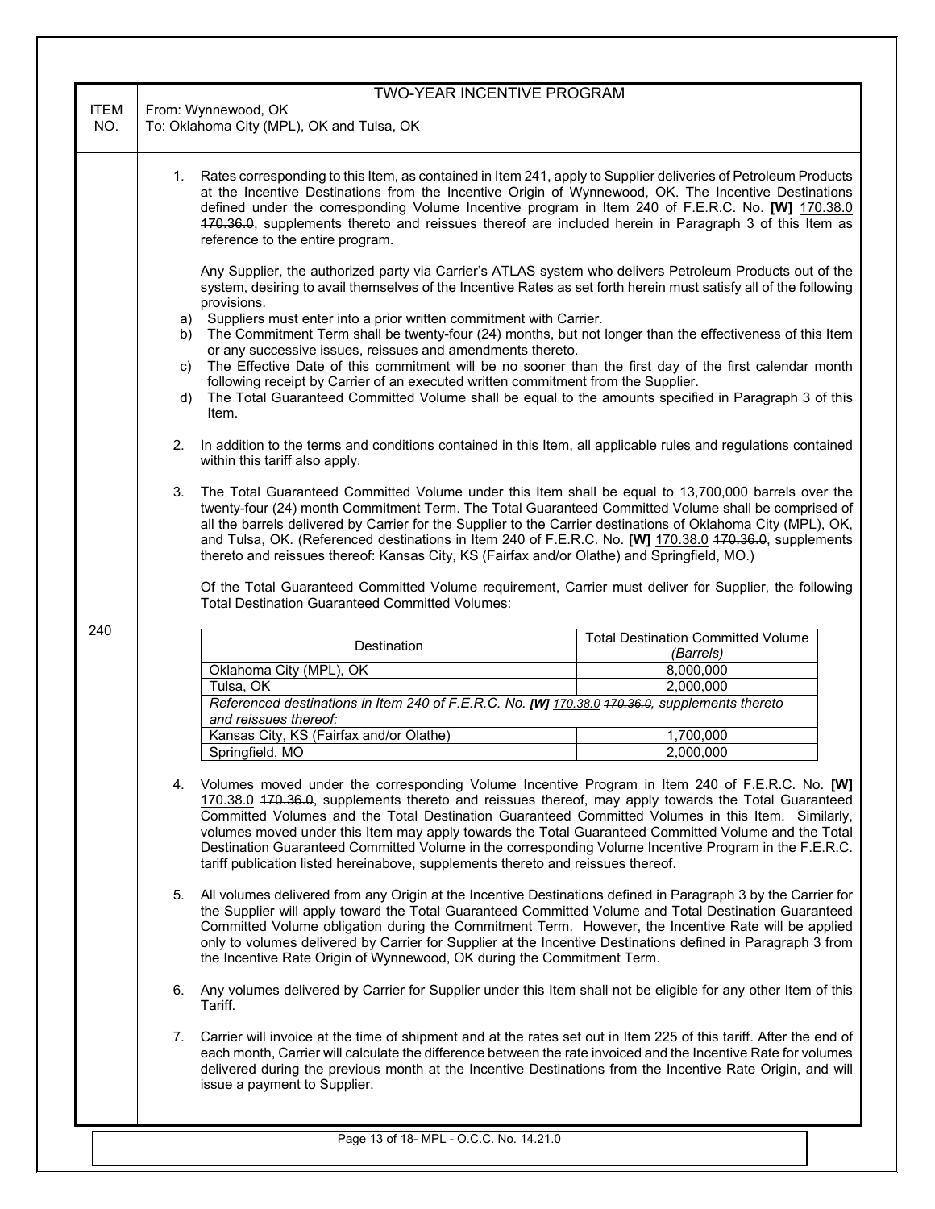| ITEM NO. | TWO-YEAR INCENTIVE PROGRAM<br>From: Wynnewood, OK<br>To: Oklahoma City (MPL), OK and Tulsa, OK |
|---|---|
| 240 | see below |

**ITEM NO. 240**

**TWO-YEAR INCENTIVE PROGRAM**

From: Wynnewood, OK
To: Oklahoma City (MPL), OK and Tulsa, OK

1. Rates corresponding to this Item, as contained in Item 241, apply to Supplier deliveries of Petroleum Products at the Incentive Destinations from the Incentive Origin of Wynnewood, OK. The Incentive Destinations defined under the corresponding Volume Incentive program in Item 240 of F.E.R.C. No. **[W]** 170.38.0 ~~170.36.0~~, supplements thereto and reissues thereof are included herein in Paragraph 3 of this Item as reference to the entire program.

   Any Supplier, the authorized party via Carrier's ATLAS system who delivers Petroleum Products out of the system, desiring to avail themselves of the Incentive Rates as set forth herein must satisfy all of the following provisions.

   a) Suppliers must enter into a prior written commitment with Carrier.
   b) The Commitment Term shall be twenty-four (24) months, but not longer than the effectiveness of this Item or any successive issues, reissues and amendments thereto.
   c) The Effective Date of this commitment will be no sooner than the first day of the first calendar month following receipt by Carrier of an executed written commitment from the Supplier.
   d) The Total Guaranteed Committed Volume shall be equal to the amounts specified in Paragraph 3 of this Item.

2. In addition to the terms and conditions contained in this Item, all applicable rules and regulations contained within this tariff also apply.

3. The Total Guaranteed Committed Volume under this Item shall be equal to 13,700,000 barrels over the twenty-four (24) month Commitment Term. The Total Guaranteed Committed Volume shall be comprised of all the barrels delivered by Carrier for the Supplier to the Carrier destinations of Oklahoma City (MPL), OK, and Tulsa, OK. (Referenced destinations in Item 240 of F.E.R.C. No. **[W]** 170.38.0 ~~170.36.0~~, supplements thereto and reissues thereof: Kansas City, KS (Fairfax and/or Olathe) and Springfield, MO.)

   Of the Total Guaranteed Committed Volume requirement, Carrier must deliver for Supplier, the following Total Destination Guaranteed Committed Volumes:

| Destination | Total Destination Committed Volume *(Barrels)* |
|---|---|
| Oklahoma City (MPL), OK | 8,000,000 |
| Tulsa, OK | 2,000,000 |
| *Referenced destinations in Item 240 of F.E.R.C. No. **[W]** 170.38.0 ~~170.36.0~~, supplements thereto and reissues thereof:* | |
| Kansas City, KS (Fairfax and/or Olathe) | 1,700,000 |
| Springfield, MO | 2,000,000 |

4. Volumes moved under the corresponding Volume Incentive Program in Item 240 of F.E.R.C. No. **[W]** 170.38.0 ~~170.36.0~~, supplements thereto and reissues thereof, may apply towards the Total Guaranteed Committed Volumes and the Total Destination Guaranteed Committed Volumes in this Item. Similarly, volumes moved under this Item may apply towards the Total Guaranteed Committed Volume and the Total Destination Guaranteed Committed Volume in the corresponding Volume Incentive Program in the F.E.R.C. tariff publication listed hereinabove, supplements thereto and reissues thereof.

5. All volumes delivered from any Origin at the Incentive Destinations defined in Paragraph 3 by the Carrier for the Supplier will apply toward the Total Guaranteed Committed Volume and Total Destination Guaranteed Committed Volume obligation during the Commitment Term. However, the Incentive Rate will be applied only to volumes delivered by Carrier for Supplier at the Incentive Destinations defined in Paragraph 3 from the Incentive Rate Origin of Wynnewood, OK during the Commitment Term.

6. Any volumes delivered by Carrier for Supplier under this Item shall not be eligible for any other Item of this Tariff.

7. Carrier will invoice at the time of shipment and at the rates set out in Item 225 of this tariff. After the end of each month, Carrier will calculate the difference between the rate invoiced and the Incentive Rate for volumes delivered during the previous month at the Incentive Destinations from the Incentive Rate Origin, and will issue a payment to Supplier.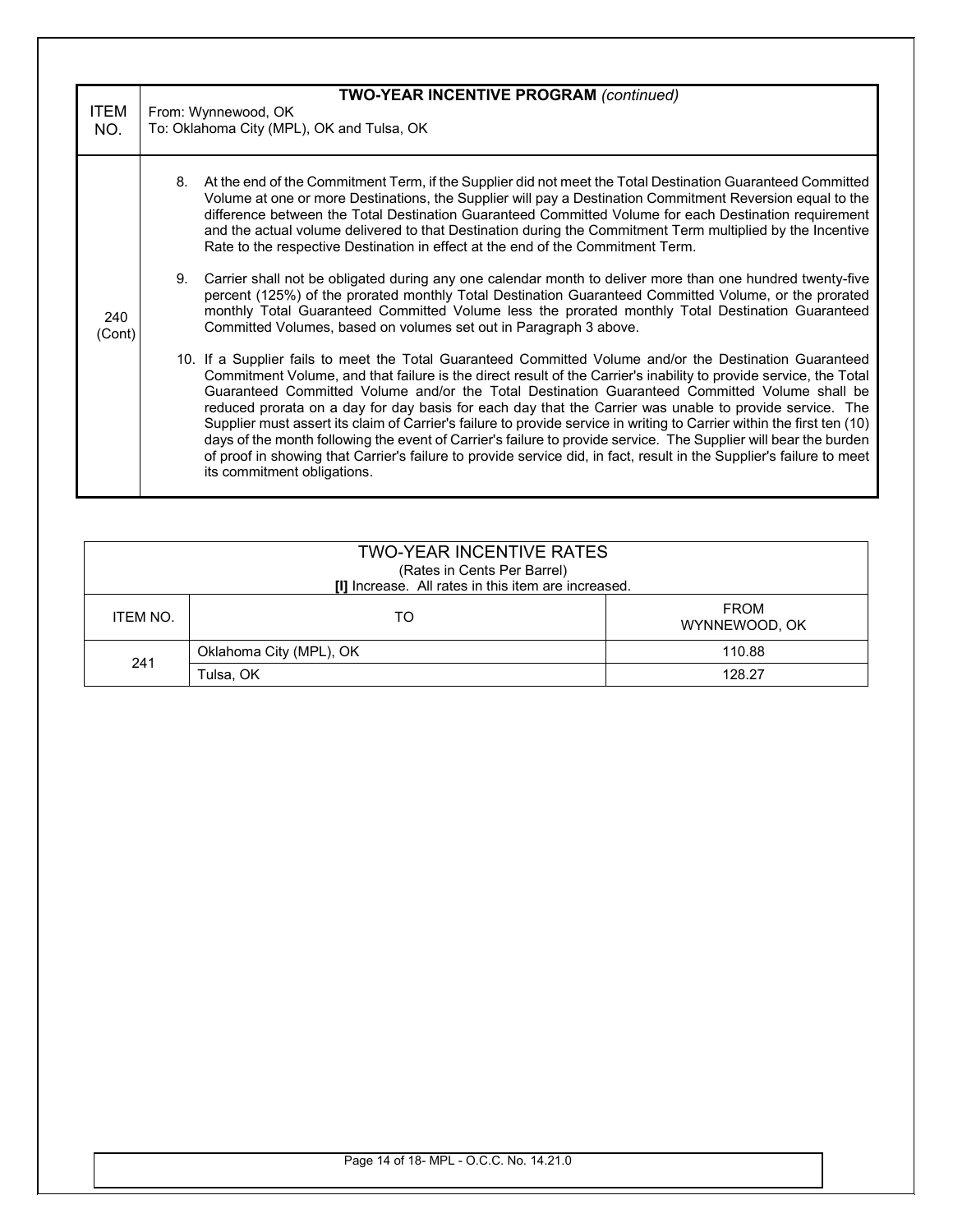| ITEM NO. | **TWO-YEAR INCENTIVE PROGRAM** *(continued)*<br>From: Wynnewood, OK<br>To: Oklahoma City (MPL), OK and Tulsa, OK |
|---|---|
| 240 (Cont) | 8. At the end of the Commitment Term, if the Supplier did not meet the Total Destination Guaranteed Committed Volume at one or more Destinations, the Supplier will pay a Destination Commitment Reversion equal to the difference between the Total Destination Guaranteed Committed Volume for each Destination requirement and the actual volume delivered to that Destination during the Commitment Term multiplied by the Incentive Rate to the respective Destination in effect at the end of the Commitment Term.<br><br>9. Carrier shall not be obligated during any one calendar month to deliver more than one hundred twenty-five percent (125%) of the prorated monthly Total Destination Guaranteed Committed Volume, or the prorated monthly Total Guaranteed Committed Volume less the prorated monthly Total Destination Guaranteed Committed Volumes, based on volumes set out in Paragraph 3 above.<br><br>10. If a Supplier fails to meet the Total Guaranteed Committed Volume and/or the Destination Guaranteed Commitment Volume, and that failure is the direct result of the Carrier's inability to provide service, the Total Guaranteed Committed Volume and/or the Total Destination Guaranteed Committed Volume shall be reduced prorata on a day for day basis for each day that the Carrier was unable to provide service. The Supplier must assert its claim of Carrier's failure to provide service in writing to Carrier within the first ten (10) days of the month following the event of Carrier's failure to provide service. The Supplier will bear the burden of proof in showing that Carrier's failure to provide service did, in fact, result in the Supplier's failure to meet its commitment obligations. |

| TWO-YEAR INCENTIVE RATES<br>(Rates in Cents Per Barrel)<br>**[I]** Increase. All rates in this item are increased. | | |
|---|---|---|
| ITEM NO. | TO | FROM WYNNEWOOD, OK |
| 241 | Oklahoma City (MPL), OK | 110.88 |
| | Tulsa, OK | 128.27 |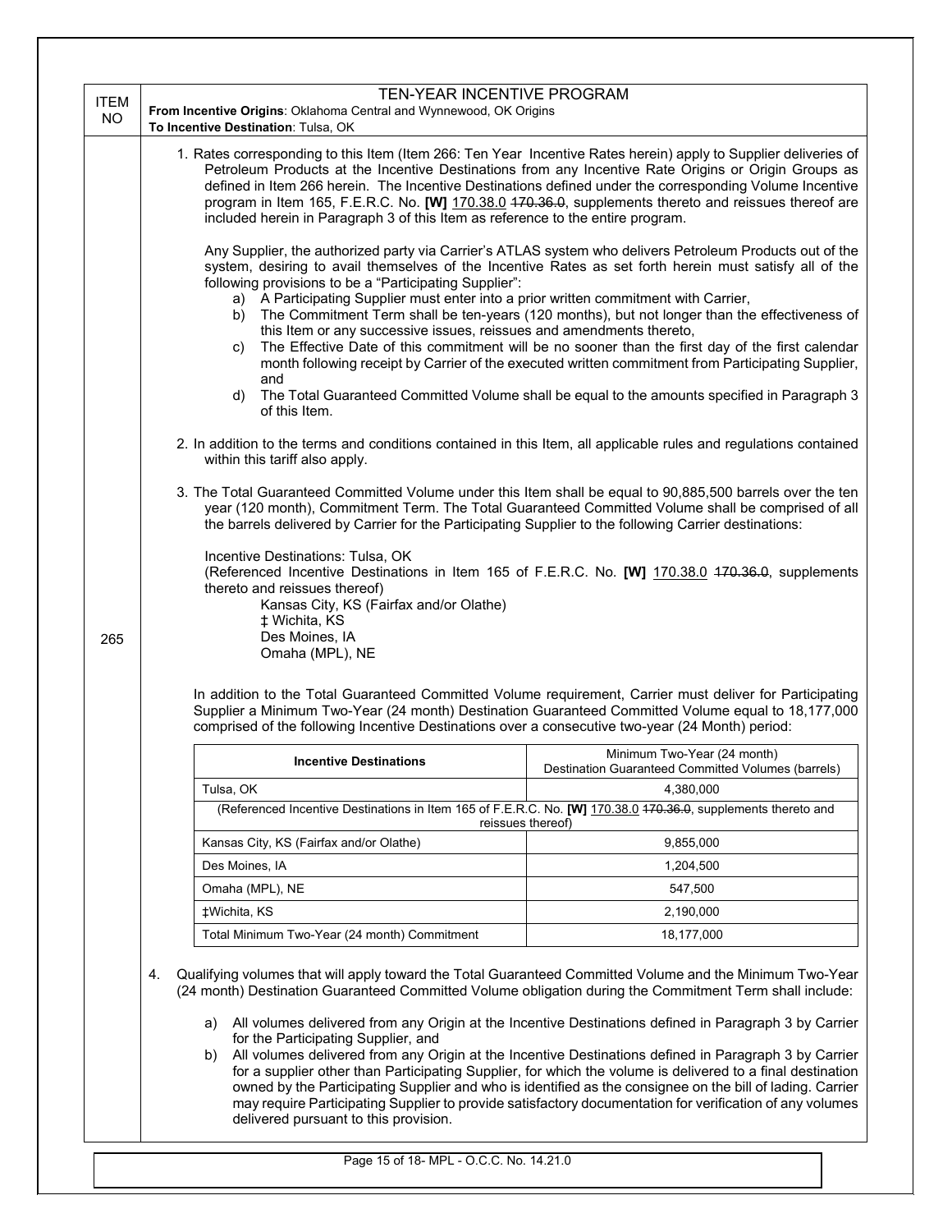| ITEM NO | TEN-YEAR INCENTIVE PROGRAM<br>**From Incentive Origins**: Oklahoma Central and Wynnewood, OK Origins<br>**To Incentive Destination**: Tulsa, OK |
|---|---|
| 265 | See below |

1. Rates corresponding to this Item (Item 266: Ten Year Incentive Rates herein) apply to Supplier deliveries of Petroleum Products at the Incentive Destinations from any Incentive Rate Origins or Origin Groups as defined in Item 266 herein. The Incentive Destinations defined under the corresponding Volume Incentive program in Item 165, F.E.R.C. No. **[W]** 170.38.0 ~~170.36.0~~, supplements thereto and reissues thereof are included herein in Paragraph 3 of this Item as reference to the entire program.

   Any Supplier, the authorized party via Carrier's ATLAS system who delivers Petroleum Products out of the system, desiring to avail themselves of the Incentive Rates as set forth herein must satisfy all of the following provisions to be a "Participating Supplier":

   a) A Participating Supplier must enter into a prior written commitment with Carrier,
   b) The Commitment Term shall be ten-years (120 months), but not longer than the effectiveness of this Item or any successive issues, reissues and amendments thereto,
   c) The Effective Date of this commitment will be no sooner than the first day of the first calendar month following receipt by Carrier of the executed written commitment from Participating Supplier, and
   d) The Total Guaranteed Committed Volume shall be equal to the amounts specified in Paragraph 3 of this Item.

2. In addition to the terms and conditions contained in this Item, all applicable rules and regulations contained within this tariff also apply.

3. The Total Guaranteed Committed Volume under this Item shall be equal to 90,885,500 barrels over the ten year (120 month), Commitment Term. The Total Guaranteed Committed Volume shall be comprised of all the barrels delivered by Carrier for the Participating Supplier to the following Carrier destinations:

   Incentive Destinations: Tulsa, OK
   (Referenced Incentive Destinations in Item 165 of F.E.R.C. No. **[W]** 170.38.0 ~~170.36.0~~, supplements thereto and reissues thereof)
   - Kansas City, KS (Fairfax and/or Olathe)
   - ‡ Wichita, KS
   - Des Moines, IA
   - Omaha (MPL), NE

   In addition to the Total Guaranteed Committed Volume requirement, Carrier must deliver for Participating Supplier a Minimum Two-Year (24 month) Destination Guaranteed Committed Volume equal to 18,177,000 comprised of the following Incentive Destinations over a consecutive two-year (24 Month) period:

| Incentive Destinations | Minimum Two-Year (24 month) Destination Guaranteed Committed Volumes (barrels) |
|---|---|
| Tulsa, OK | 4,380,000 |
| (Referenced Incentive Destinations in Item 165 of F.E.R.C. No. **[W]** 170.38.0 ~~170.36.0~~, supplements thereto and reissues thereof) | |
| Kansas City, KS (Fairfax and/or Olathe) | 9,855,000 |
| Des Moines, IA | 1,204,500 |
| Omaha (MPL), NE | 547,500 |
| ‡Wichita, KS | 2,190,000 |
| Total Minimum Two-Year (24 month) Commitment | 18,177,000 |

4. Qualifying volumes that will apply toward the Total Guaranteed Committed Volume and the Minimum Two-Year (24 month) Destination Guaranteed Committed Volume obligation during the Commitment Term shall include:

   a) All volumes delivered from any Origin at the Incentive Destinations defined in Paragraph 3 by Carrier for the Participating Supplier, and
   b) All volumes delivered from any Origin at the Incentive Destinations defined in Paragraph 3 by Carrier for a supplier other than Participating Supplier, for which the volume is delivered to a final destination owned by the Participating Supplier and who is identified as the consignee on the bill of lading. Carrier may require Participating Supplier to provide satisfactory documentation for verification of any volumes delivered pursuant to this provision.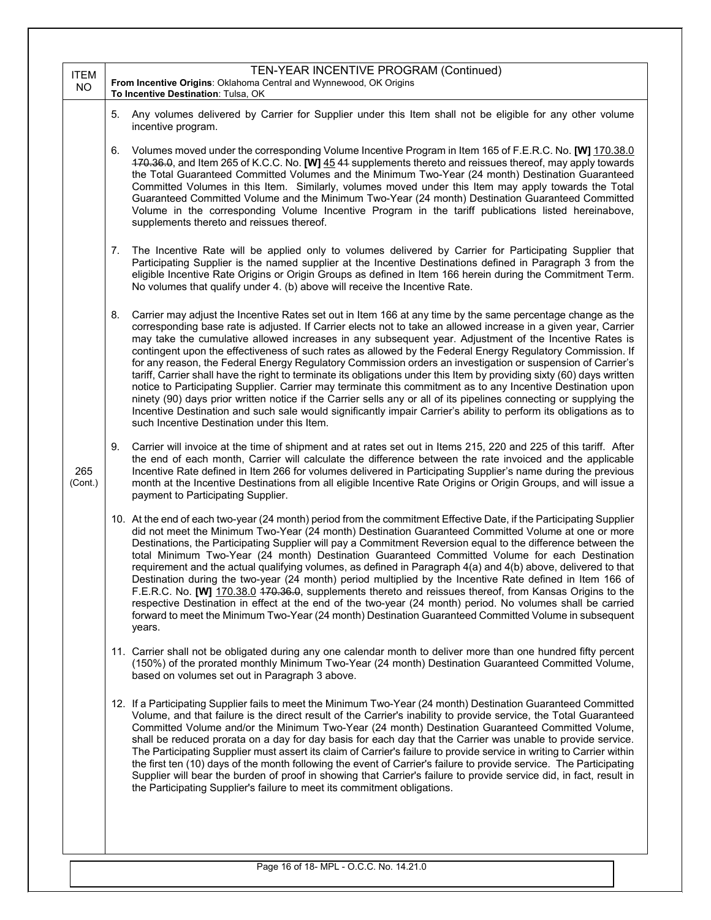| ITEM NO | TEN-YEAR INCENTIVE PROGRAM (Continued) **From Incentive Origins**: Oklahoma Central and Wynnewood, OK Origins **To Incentive Destination**: Tulsa, OK |
|---|---|
| 265 (Cont.) | 5. Any volumes delivered by Carrier for Supplier under this Item shall not be eligible for any other volume incentive program. |

6. Volumes moved under the corresponding Volume Incentive Program in Item 165 of F.E.R.C. No. **[W]** 170.38.0 ~~170.36.0~~, and Item 265 of K.C.C. No. **[W]** 45 ~~44~~ supplements thereto and reissues thereof, may apply towards the Total Guaranteed Committed Volumes and the Minimum Two-Year (24 month) Destination Guaranteed Committed Volumes in this Item. Similarly, volumes moved under this Item may apply towards the Total Guaranteed Committed Volume and the Minimum Two-Year (24 month) Destination Guaranteed Committed Volume in the corresponding Volume Incentive Program in the tariff publications listed hereinabove, supplements thereto and reissues thereof.

7. The Incentive Rate will be applied only to volumes delivered by Carrier for Participating Supplier that Participating Supplier is the named supplier at the Incentive Destinations defined in Paragraph 3 from the eligible Incentive Rate Origins or Origin Groups as defined in Item 166 herein during the Commitment Term. No volumes that qualify under 4. (b) above will receive the Incentive Rate.

8. Carrier may adjust the Incentive Rates set out in Item 166 at any time by the same percentage change as the corresponding base rate is adjusted. If Carrier elects not to take an allowed increase in a given year, Carrier may take the cumulative allowed increases in any subsequent year. Adjustment of the Incentive Rates is contingent upon the effectiveness of such rates as allowed by the Federal Energy Regulatory Commission. If for any reason, the Federal Energy Regulatory Commission orders an investigation or suspension of Carrier's tariff, Carrier shall have the right to terminate its obligations under this Item by providing sixty (60) days written notice to Participating Supplier. Carrier may terminate this commitment as to any Incentive Destination upon ninety (90) days prior written notice if the Carrier sells any or all of its pipelines connecting or supplying the Incentive Destination and such sale would significantly impair Carrier's ability to perform its obligations as to such Incentive Destination under this Item.

9. Carrier will invoice at the time of shipment and at rates set out in Items 215, 220 and 225 of this tariff. After the end of each month, Carrier will calculate the difference between the rate invoiced and the applicable Incentive Rate defined in Item 266 for volumes delivered in Participating Supplier's name during the previous month at the Incentive Destinations from all eligible Incentive Rate Origins or Origin Groups, and will issue a payment to Participating Supplier.

10. At the end of each two-year (24 month) period from the commitment Effective Date, if the Participating Supplier did not meet the Minimum Two-Year (24 month) Destination Guaranteed Committed Volume at one or more Destinations, the Participating Supplier will pay a Commitment Reversion equal to the difference between the total Minimum Two-Year (24 month) Destination Guaranteed Committed Volume for each Destination requirement and the actual qualifying volumes, as defined in Paragraph 4(a) and 4(b) above, delivered to that Destination during the two-year (24 month) period multiplied by the Incentive Rate defined in Item 166 of F.E.R.C. No. **[W]** 170.38.0 ~~170.36.0~~, supplements thereto and reissues thereof, from Kansas Origins to the respective Destination in effect at the end of the two-year (24 month) period. No volumes shall be carried forward to meet the Minimum Two-Year (24 month) Destination Guaranteed Committed Volume in subsequent years.

11. Carrier shall not be obligated during any one calendar month to deliver more than one hundred fifty percent (150%) of the prorated monthly Minimum Two-Year (24 month) Destination Guaranteed Committed Volume, based on volumes set out in Paragraph 3 above.

12. If a Participating Supplier fails to meet the Minimum Two-Year (24 month) Destination Guaranteed Committed Volume, and that failure is the direct result of the Carrier's inability to provide service, the Total Guaranteed Committed Volume and/or the Minimum Two-Year (24 month) Destination Guaranteed Committed Volume, shall be reduced prorata on a day for day basis for each day that the Carrier was unable to provide service. The Participating Supplier must assert its claim of Carrier's failure to provide service in writing to Carrier within the first ten (10) days of the month following the event of Carrier's failure to provide service. The Participating Supplier will bear the burden of proof in showing that Carrier's failure to provide service did, in fact, result in the Participating Supplier's failure to meet its commitment obligations.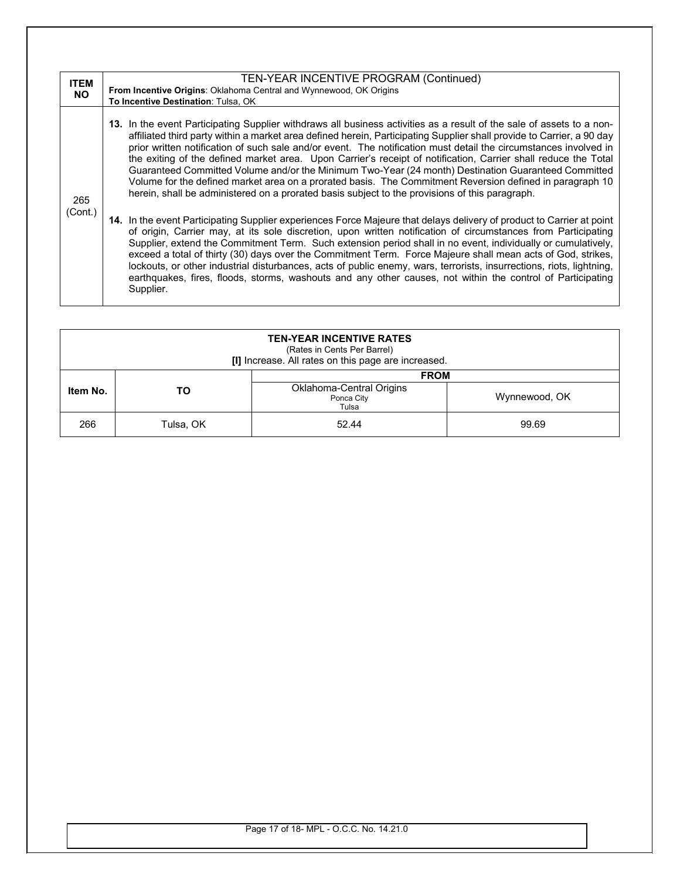| ITEM NO | TEN-YEAR INCENTIVE PROGRAM (Continued)<br>**From Incentive Origins**: Oklahoma Central and Wynnewood, OK Origins<br>**To Incentive Destination**: Tulsa, OK |
|---|---|
| 265 (Cont.) | **13.** In the event Participating Supplier withdraws all business activities as a result of the sale of assets to a non-affiliated third party within a market area defined herein, Participating Supplier shall provide to Carrier, a 90 day prior written notification of such sale and/or event. The notification must detail the circumstances involved in the exiting of the defined market area. Upon Carrier's receipt of notification, Carrier shall reduce the Total Guaranteed Committed Volume and/or the Minimum Two-Year (24 month) Destination Guaranteed Committed Volume for the defined market area on a prorated basis. The Commitment Reversion defined in paragraph 10 herein, shall be administered on a prorated basis subject to the provisions of this paragraph.<br><br>**14.** In the event Participating Supplier experiences Force Majeure that delays delivery of product to Carrier at point of origin, Carrier may, at its sole discretion, upon written notification of circumstances from Participating Supplier, extend the Commitment Term. Such extension period shall in no event, individually or cumulatively, exceed a total of thirty (30) days over the Commitment Term. Force Majeure shall mean acts of God, strikes, lockouts, or other industrial disturbances, acts of public enemy, wars, terrorists, insurrections, riots, lightning, earthquakes, fires, floods, storms, washouts and any other causes, not within the control of Participating Supplier. |

**TEN-YEAR INCENTIVE RATES**
(Rates in Cents Per Barrel)
**[I]** Increase. All rates on this page are increased.

| Item No. | TO | FROM | |
|---|---|---|---|
| | | Oklahoma-Central Origins<br>Ponca City<br>Tulsa | Wynnewood, OK |
| 266 | Tulsa, OK | 52.44 | 99.69 |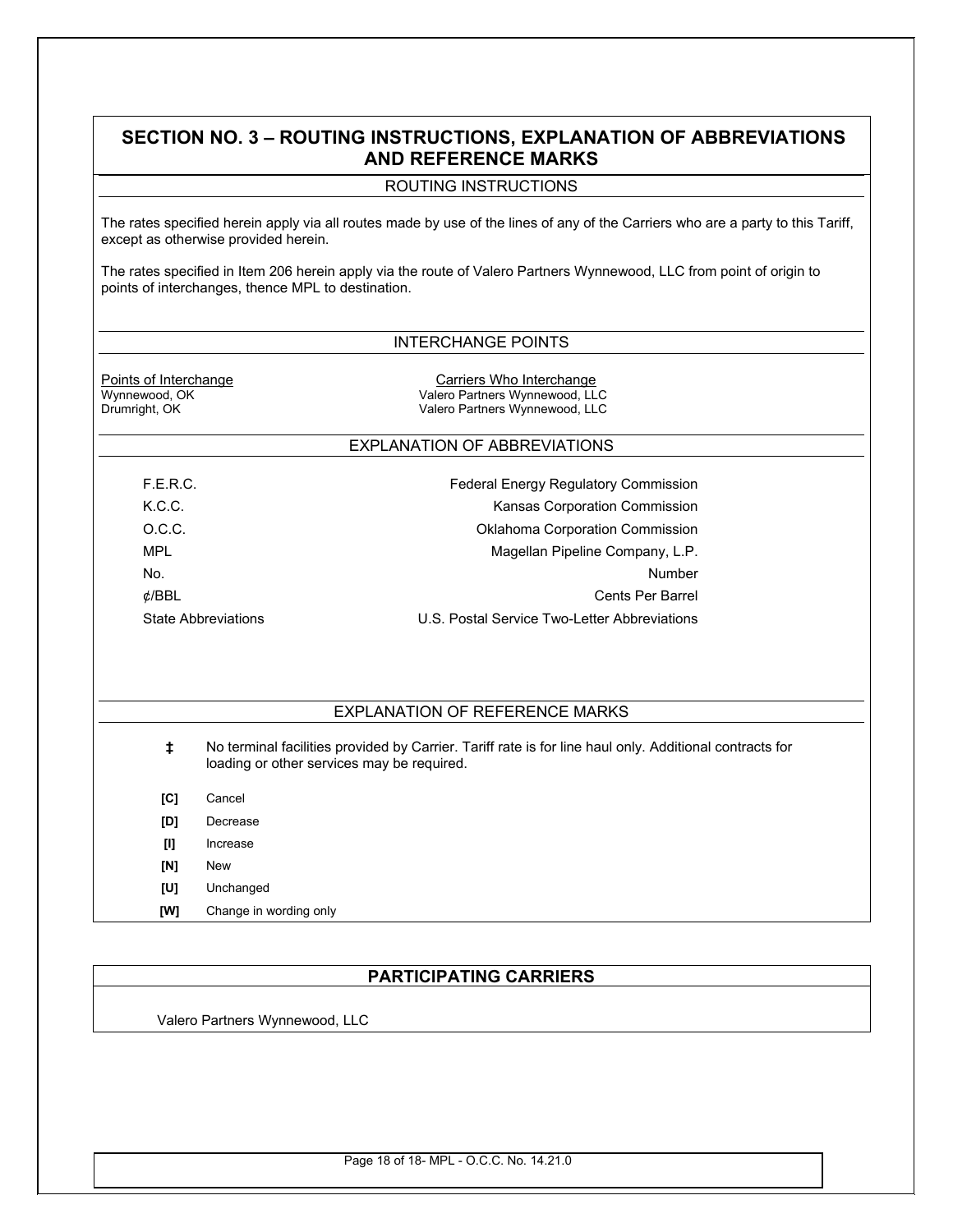## SECTION NO. 3 – ROUTING INSTRUCTIONS, EXPLANATION OF ABBREVIATIONS AND REFERENCE MARKS

### ROUTING INSTRUCTIONS

The rates specified herein apply via all routes made by use of the lines of any of the Carriers who are a party to this Tariff, except as otherwise provided herein.

The rates specified in Item 206 herein apply via the route of Valero Partners Wynnewood, LLC from point of origin to points of interchanges, thence MPL to destination.

### INTERCHANGE POINTS

| Points of Interchange | Carriers Who Interchange |
|---|---|
| Wynnewood, OK | Valero Partners Wynnewood, LLC |
| Drumright, OK | Valero Partners Wynnewood, LLC |

### EXPLANATION OF ABBREVIATIONS

| | |
|---|---|
| F.E.R.C. | Federal Energy Regulatory Commission |
| K.C.C. | Kansas Corporation Commission |
| O.C.C. | Oklahoma Corporation Commission |
| MPL | Magellan Pipeline Company, L.P. |
| No. | Number |
| ¢/BBL | Cents Per Barrel |
| State Abbreviations | U.S. Postal Service Two-Letter Abbreviations |

### EXPLANATION OF REFERENCE MARKS

| | |
|---|---|
| ‡ | No terminal facilities provided by Carrier. Tariff rate is for line haul only. Additional contracts for loading or other services may be required. |
| **[C]** | Cancel |
| **[D]** | Decrease |
| **[I]** | Increase |
| **[N]** | New |
| **[U]** | Unchanged |
| **[W]** | Change in wording only |

## PARTICIPATING CARRIERS

Valero Partners Wynnewood, LLC